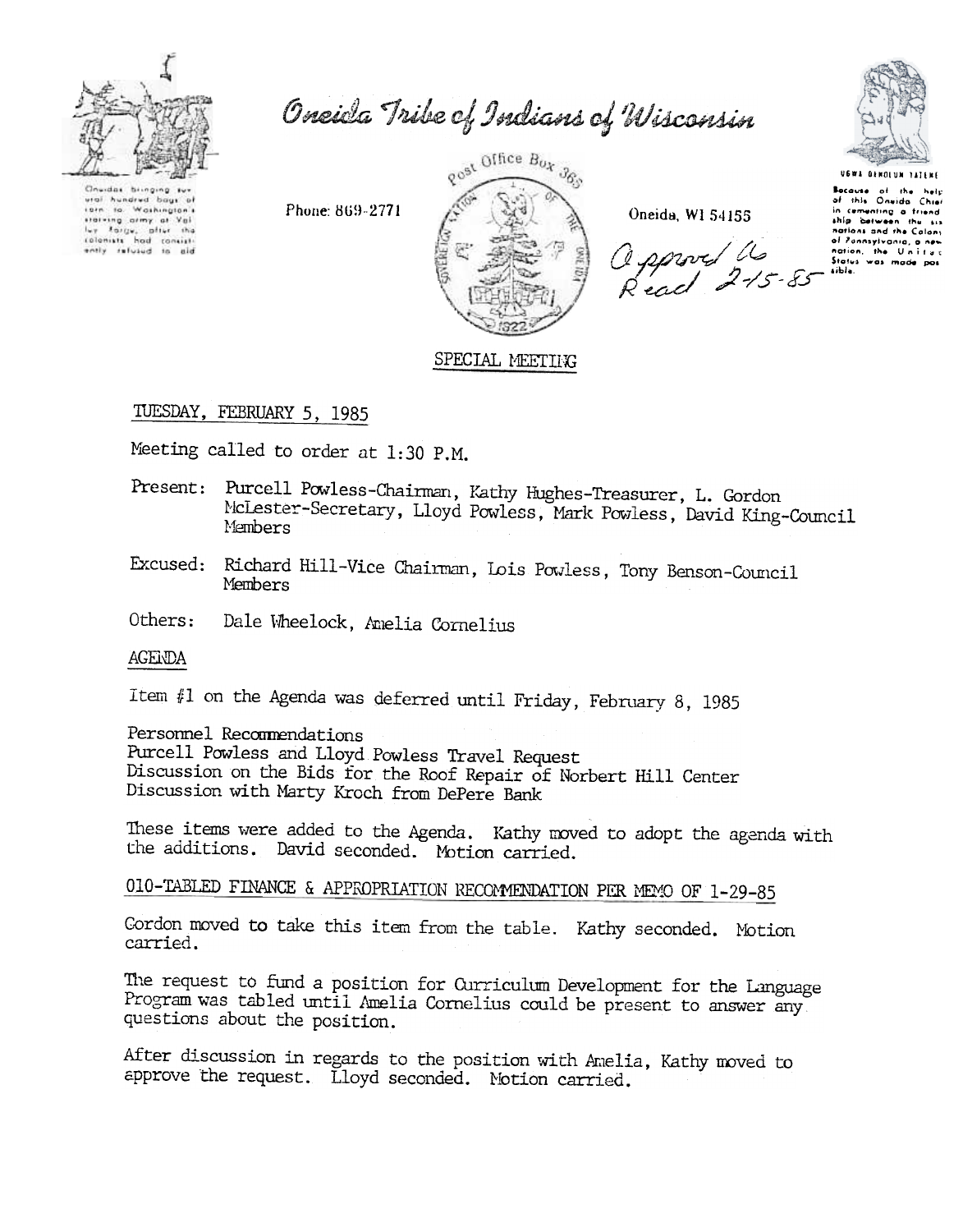# Oneida Tribe of Indians of Wisconsin

Oneidas bringing several hundred bags of corn to Washington's starving army at Valley Forge, after the colonists had consistently refused to aid

Phone: 869-2771

Post Office Box 365

Oneida, WI 54155

Approved As Read 2-15-85

UGWA DEHOLUN YATEHE

Because of the help of this Oneida Chief in cementing a friendship between the six nations and the Colony of Pennsylvania, a new nation, the United States was made possible.

## SPECIAL MEETING

TUESDAY, FEBRUARY 5, 1985

Meeting called to order at 1:30 P.M.

Present: Purcell Powless-Chairman, Kathy Hughes-Treasurer, L. Gordon McLester-Secretary, Lloyd Powless, Mark Powless, David King-Council Members

Excused: Richard Hill-Vice Chairman, Lois Powless, Tony Benson-Council Members

Others: Dale Wheelock, Amelia Cornelius

AGENDA

Item #1 on the Agenda was deferred until Friday, February 8, 1985

Personnel Recommendations
Purcell Powless and Lloyd Powless Travel Request
Discussion on the Bids for the Roof Repair of Norbert Hill Center
Discussion with Marty Kroch from DePere Bank

These items were added to the Agenda. Kathy moved to adopt the agenda with the additions. David seconded. Motion carried.

010-TABLED FINANCE & APPROPRIATION RECOMMENDATION PER MEMO OF 1-29-85

Gordon moved to take this item from the table. Kathy seconded. Motion carried.

The request to fund a position for Curriculum Development for the Language Program was tabled until Amelia Cornelius could be present to answer any questions about the position.

After discussion in regards to the position with Amelia, Kathy moved to approve the request. Lloyd seconded. Motion carried.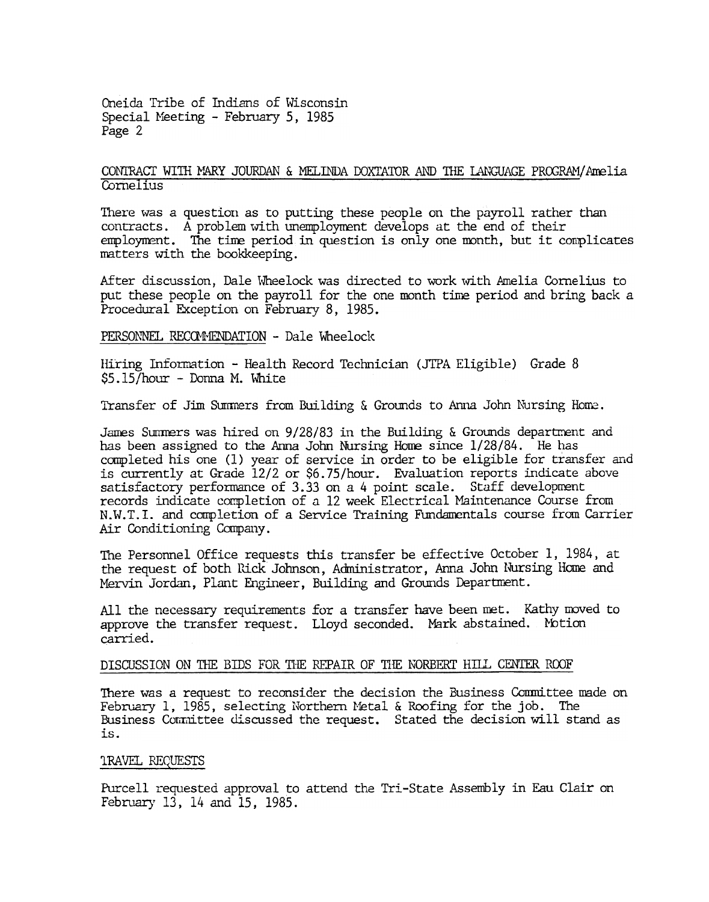Oneida Tribe of Indians of Wisconsin
Special Meeting - February 5, 1985
Page 2

CONTRACT WITH MARY JOURDAN & MELINDA DOXTATOR AND THE LANGUAGE PROGRAM/Amelia Cornelius

There was a question as to putting these people on the payroll rather than contracts. A problem with unemployment develops at the end of their employment. The time period in question is only one month, but it complicates matters with the bookkeeping.

After discussion, Dale Wheelock was directed to work with Amelia Cornelius to put these people on the payroll for the one month time period and bring back a Procedural Exception on February 8, 1985.

PERSONNEL RECOMMENDATION - Dale Wheelock

Hiring Information - Health Record Technician (JTPA Eligible) Grade 8
$5.15/hour - Donna M. White

Transfer of Jim Summers from Building & Grounds to Anna John Nursing Home.

James Summers was hired on 9/28/83 in the Building & Grounds department and has been assigned to the Anna John Nursing Home since 1/28/84. He has completed his one (1) year of service in order to be eligible for transfer and is currently at Grade 12/2 or $6.75/hour. Evaluation reports indicate above satisfactory performance of 3.33 on a 4 point scale. Staff development records indicate completion of a 12 week Electrical Maintenance Course from N.W.T.I. and completion of a Service Training Fundamentals course from Carrier Air Conditioning Company.

The Personnel Office requests this transfer be effective October 1, 1984, at the request of both Rick Johnson, Administrator, Anna John Nursing Home and Mervin Jordan, Plant Engineer, Building and Grounds Department.

All the necessary requirements for a transfer have been met. Kathy moved to approve the transfer request. Lloyd seconded. Mark abstained. Motion carried.

DISCUSSION ON THE BIDS FOR THE REPAIR OF THE NORBERT HILL CENTER ROOF

There was a request to reconsider the decision the Business Committee made on February 1, 1985, selecting Northern Metal & Roofing for the job. The Business Committee discussed the request. Stated the decision will stand as is.

TRAVEL REQUESTS

Purcell requested approval to attend the Tri-State Assembly in Eau Clair on February 13, 14 and 15, 1985.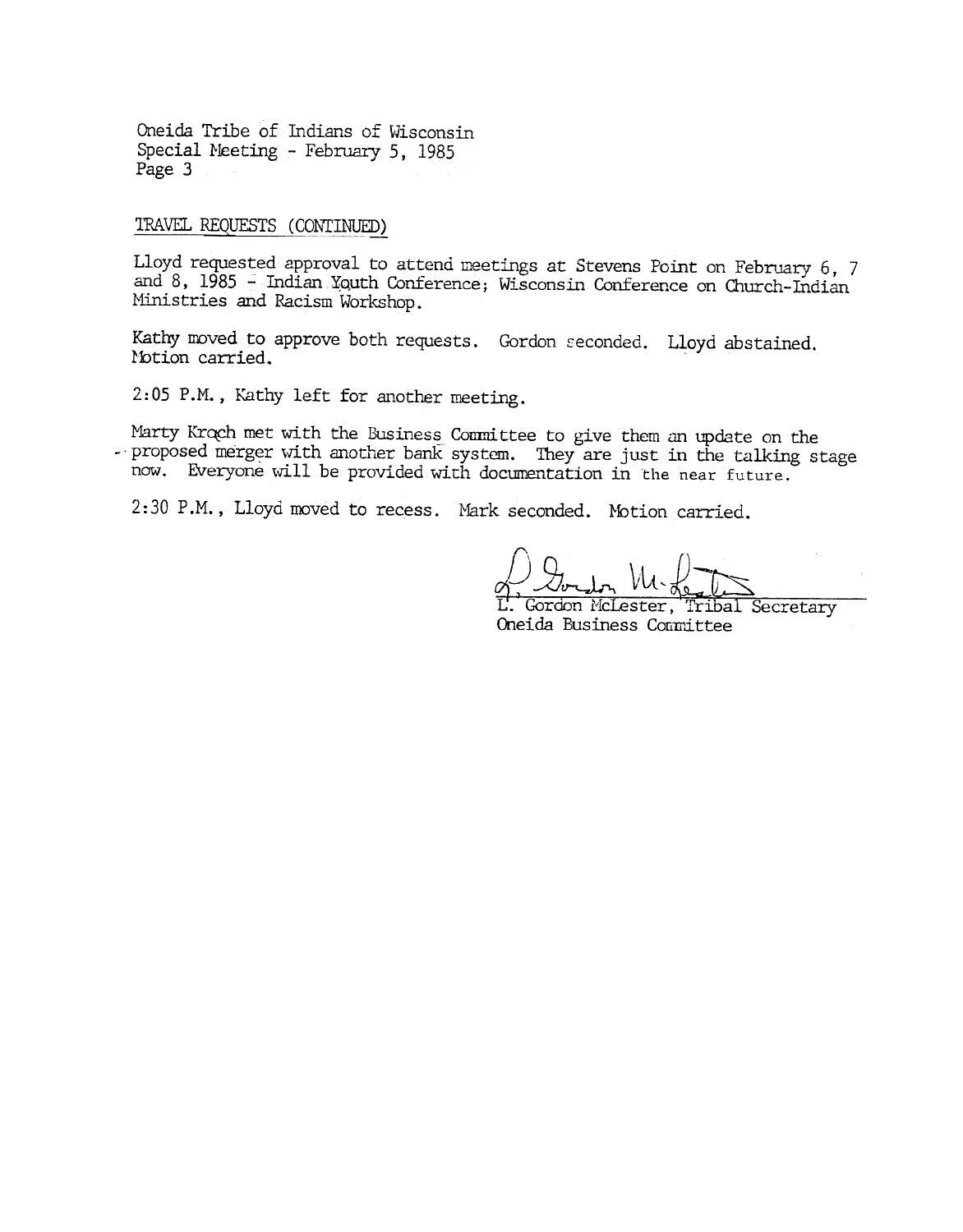Oneida Tribe of Indians of Wisconsin
Special Meeting - February 5, 1985
Page 3

TRAVEL REQUESTS (CONTINUED)

Lloyd requested approval to attend meetings at Stevens Point on February 6, 7 and 8, 1985 - Indian Youth Conference; Wisconsin Conference on Church-Indian Ministries and Racism Workshop.

Kathy moved to approve both requests. Gordon seconded. Lloyd abstained. Motion carried.

2:05 P.M., Kathy left for another meeting.

Marty Krogh met with the Business Committee to give them an update on the proposed merger with another bank system. They are just in the talking stage now. Everyone will be provided with documentation in the near future.

2:30 P.M., Lloyd moved to recess. Mark seconded. Motion carried.

L. Gordon McLester, Tribal Secretary
Oneida Business Committee